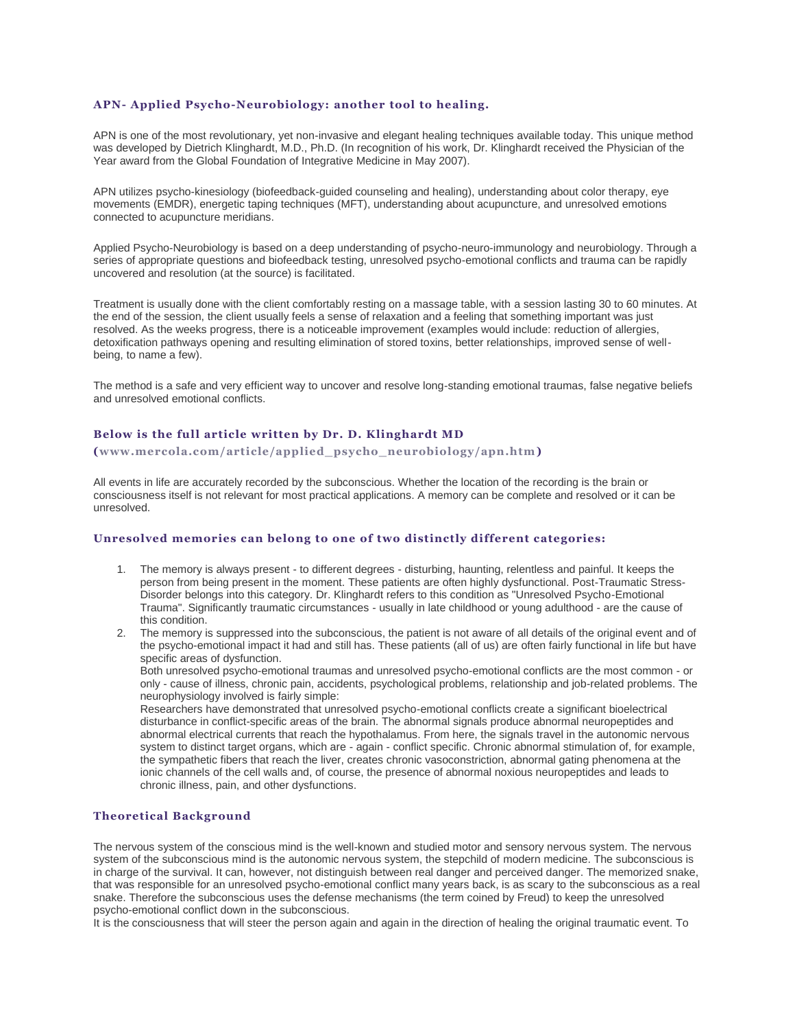## APN- Applied Psycho-Neurobiology: another tool to healing.

APN is one of the most revolutionary, yet non-invasive and elegant healing techniques available today. This unique method was developed by Dietrich Klinghardt, M.D., Ph.D. (In recognition of his work, Dr. Klinghardt received the Physician of the Year award from the Global Foundation of Integrative Medicine in May 2007).

APN utilizes psycho-kinesiology (biofeedback-guided counseling and healing), understanding about color therapy, eye movements (EMDR), energetic taping techniques (MFT), understanding about acupuncture, and unresolved emotions connected to acupuncture meridians.

Applied Psycho-Neurobiology is based on a deep understanding of psycho-neuro-immunology and neurobiology. Through a series of appropriate questions and biofeedback testing, unresolved psycho-emotional conflicts and trauma can be rapidly uncovered and resolution (at the source) is facilitated.

Treatment is usually done with the client comfortably resting on a massage table, with a session lasting 30 to 60 minutes. At the end of the session, the client usually feels a sense of relaxation and a feeling that something important was just resolved. As the weeks progress, there is a noticeable improvement (examples would include: reduction of allergies, detoxification pathways opening and resulting elimination of stored toxins, better relationships, improved sense of well-being, to name a few).

The method is a safe and very efficient way to uncover and resolve long-standing emotional traumas, false negative beliefs and unresolved emotional conflicts.

### Below is the full article written by Dr. D. Klinghardt MD

**(www.mercola.com/article/applied_psycho_neurobiology/apn.htm)**

All events in life are accurately recorded by the subconscious. Whether the location of the recording is the brain or consciousness itself is not relevant for most practical applications. A memory can be complete and resolved or it can be unresolved.

### Unresolved memories can belong to one of two distinctly different categories:

1. The memory is always present - to different degrees - disturbing, haunting, relentless and painful. It keeps the person from being present in the moment. These patients are often highly dysfunctional. Post-Traumatic Stress-Disorder belongs into this category. Dr. Klinghardt refers to this condition as "Unresolved Psycho-Emotional Trauma". Significantly traumatic circumstances - usually in late childhood or young adulthood - are the cause of this condition.
2. The memory is suppressed into the subconscious, the patient is not aware of all details of the original event and of the psycho-emotional impact it had and still has. These patients (all of us) are often fairly functional in life but have specific areas of dysfunction.
   Both unresolved psycho-emotional traumas and unresolved psycho-emotional conflicts are the most common - or only - cause of illness, chronic pain, accidents, psychological problems, relationship and job-related problems. The neurophysiology involved is fairly simple:
   Researchers have demonstrated that unresolved psycho-emotional conflicts create a significant bioelectrical disturbance in conflict-specific areas of the brain. The abnormal signals produce abnormal neuropeptides and abnormal electrical currents that reach the hypothalamus. From here, the signals travel in the autonomic nervous system to distinct target organs, which are - again - conflict specific. Chronic abnormal stimulation of, for example, the sympathetic fibers that reach the liver, creates chronic vasoconstriction, abnormal gating phenomena at the ionic channels of the cell walls and, of course, the presence of abnormal noxious neuropeptides and leads to chronic illness, pain, and other dysfunctions.

### Theoretical Background

The nervous system of the conscious mind is the well-known and studied motor and sensory nervous system. The nervous system of the subconscious mind is the autonomic nervous system, the stepchild of modern medicine. The subconscious is in charge of the survival. It can, however, not distinguish between real danger and perceived danger. The memorized snake, that was responsible for an unresolved psycho-emotional conflict many years back, is as scary to the subconscious as a real snake. Therefore the subconscious uses the defense mechanisms (the term coined by Freud) to keep the unresolved psycho-emotional conflict down in the subconscious.

It is the consciousness that will steer the person again and again in the direction of healing the original traumatic event. To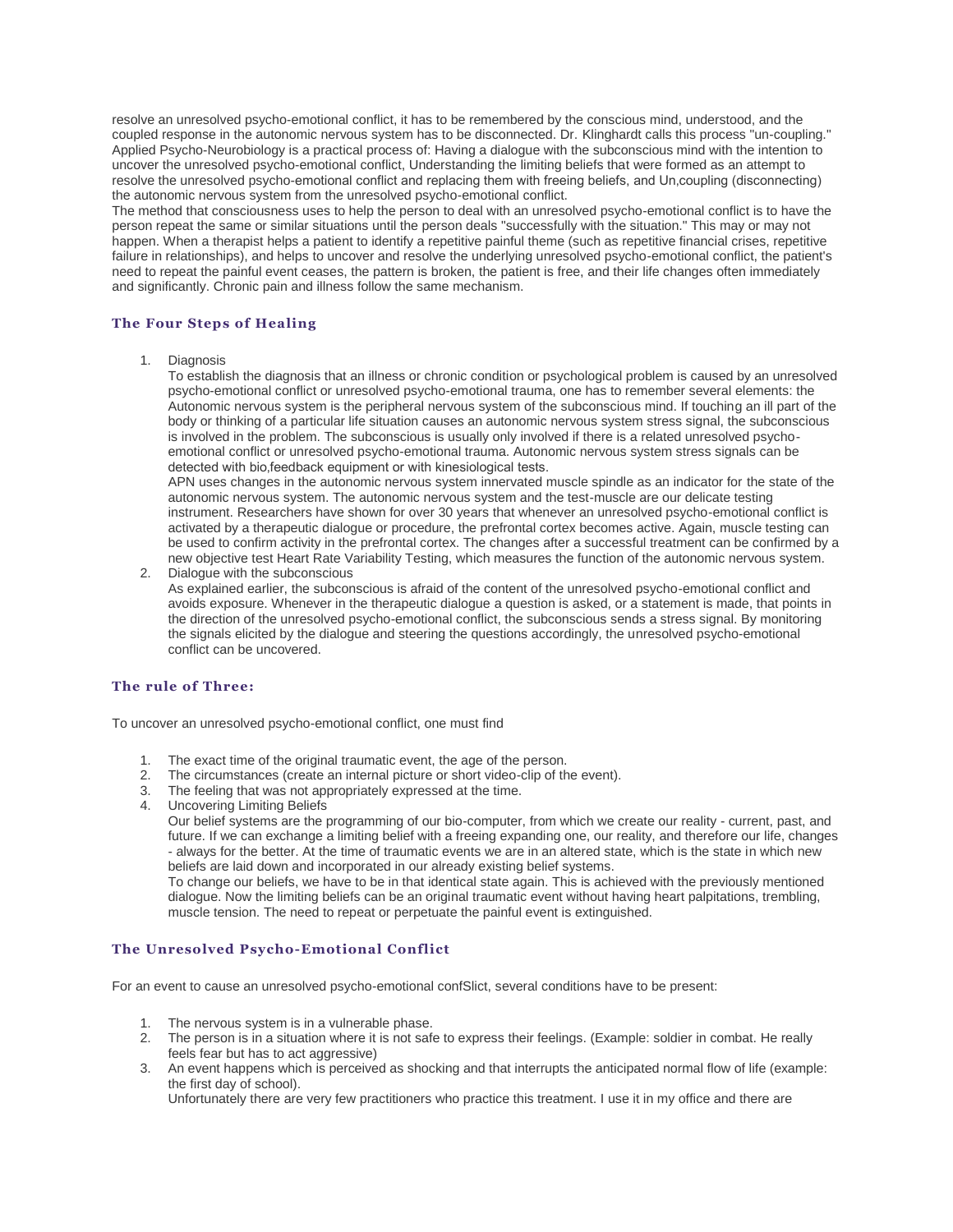resolve an unresolved psycho-emotional conflict, it has to be remembered by the conscious mind, understood, and the coupled response in the autonomic nervous system has to be disconnected. Dr. Klinghardt calls this process "un-coupling." Applied Psycho-Neurobiology is a practical process of: Having a dialogue with the subconscious mind with the intention to uncover the unresolved psycho-emotional conflict, Understanding the limiting beliefs that were formed as an attempt to resolve the unresolved psycho-emotional conflict and replacing them with freeing beliefs, and Un,coupling (disconnecting) the autonomic nervous system from the unresolved psycho-emotional conflict.

The method that consciousness uses to help the person to deal with an unresolved psycho-emotional conflict is to have the person repeat the same or similar situations until the person deals "successfully with the situation." This may or may not happen. When a therapist helps a patient to identify a repetitive painful theme (such as repetitive financial crises, repetitive failure in relationships), and helps to uncover and resolve the underlying unresolved psycho-emotional conflict, the patient's need to repeat the painful event ceases, the pattern is broken, the patient is free, and their life changes often immediately and significantly. Chronic pain and illness follow the same mechanism.

### The Four Steps of Healing

1. Diagnosis
   To establish the diagnosis that an illness or chronic condition or psychological problem is caused by an unresolved psycho-emotional conflict or unresolved psycho-emotional trauma, one has to remember several elements: the Autonomic nervous system is the peripheral nervous system of the subconscious mind. If touching an ill part of the body or thinking of a particular life situation causes an autonomic nervous system stress signal, the subconscious is involved in the problem. The subconscious is usually only involved if there is a related unresolved psycho-emotional conflict or unresolved psycho-emotional trauma. Autonomic nervous system stress signals can be detected with bio,feedback equipment or with kinesiological tests.
   APN uses changes in the autonomic nervous system innervated muscle spindle as an indicator for the state of the autonomic nervous system. The autonomic nervous system and the test-muscle are our delicate testing instrument. Researchers have shown for over 30 years that whenever an unresolved psycho-emotional conflict is activated by a therapeutic dialogue or procedure, the prefrontal cortex becomes active. Again, muscle testing can be used to confirm activity in the prefrontal cortex. The changes after a successful treatment can be confirmed by a new objective test Heart Rate Variability Testing, which measures the function of the autonomic nervous system.
2. Dialogue with the subconscious
   As explained earlier, the subconscious is afraid of the content of the unresolved psycho-emotional conflict and avoids exposure. Whenever in the therapeutic dialogue a question is asked, or a statement is made, that points in the direction of the unresolved psycho-emotional conflict, the subconscious sends a stress signal. By monitoring the signals elicited by the dialogue and steering the questions accordingly, the unresolved psycho-emotional conflict can be uncovered.

### The rule of Three:

To uncover an unresolved psycho-emotional conflict, one must find

1. The exact time of the original traumatic event, the age of the person.
2. The circumstances (create an internal picture or short video-clip of the event).
3. The feeling that was not appropriately expressed at the time.
4. Uncovering Limiting Beliefs
   Our belief systems are the programming of our bio-computer, from which we create our reality - current, past, and future. If we can exchange a limiting belief with a freeing expanding one, our reality, and therefore our life, changes - always for the better. At the time of traumatic events we are in an altered state, which is the state in which new beliefs are laid down and incorporated in our already existing belief systems.
   To change our beliefs, we have to be in that identical state again. This is achieved with the previously mentioned dialogue. Now the limiting beliefs can be an original traumatic event without having heart palpitations, trembling, muscle tension. The need to repeat or perpetuate the painful event is extinguished.

### The Unresolved Psycho-Emotional Conflict

For an event to cause an unresolved psycho-emotional confSlict, several conditions have to be present:

1. The nervous system is in a vulnerable phase.
2. The person is in a situation where it is not safe to express their feelings. (Example: soldier in combat. He really feels fear but has to act aggressive)
3. An event happens which is perceived as shocking and that interrupts the anticipated normal flow of life (example: the first day of school).
   Unfortunately there are very few practitioners who practice this treatment. I use it in my office and there are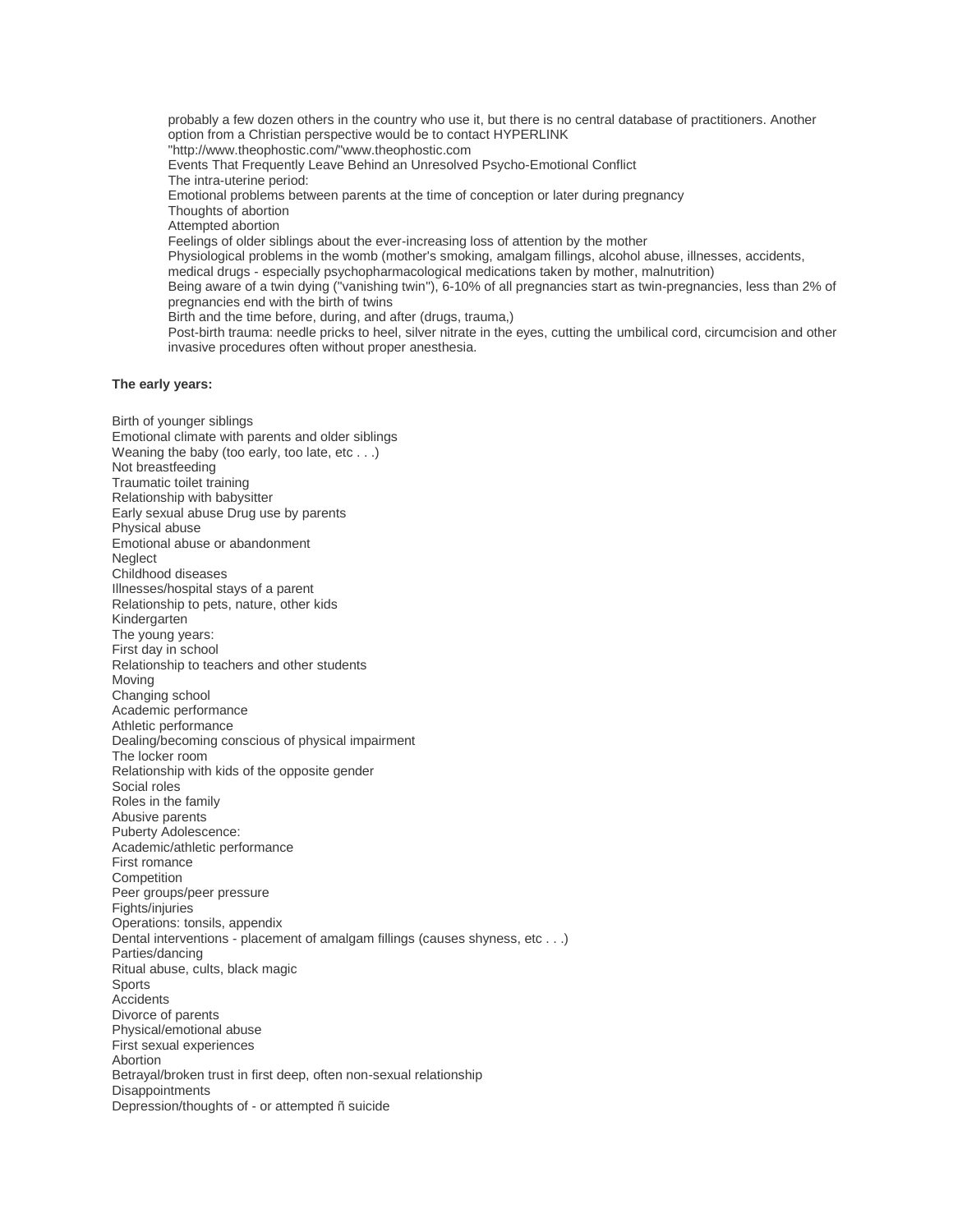probably a few dozen others in the country who use it, but there is no central database of practitioners. Another option from a Christian perspective would be to contact HYPERLINK "http://www.theophostic.com/"www.theophostic.com

Events That Frequently Leave Behind an Unresolved Psycho-Emotional Conflict

The intra-uterine period:

Emotional problems between parents at the time of conception or later during pregnancy

Thoughts of abortion

Attempted abortion

Feelings of older siblings about the ever-increasing loss of attention by the mother

Physiological problems in the womb (mother's smoking, amalgam fillings, alcohol abuse, illnesses, accidents, medical drugs - especially psychopharmacological medications taken by mother, malnutrition)

Being aware of a twin dying ("vanishing twin"), 6-10% of all pregnancies start as twin-pregnancies, less than 2% of pregnancies end with the birth of twins

Birth and the time before, during, and after (drugs, trauma,)

Post-birth trauma: needle pricks to heel, silver nitrate in the eyes, cutting the umbilical cord, circumcision and other invasive procedures often without proper anesthesia.

**The early years:**

Birth of younger siblings
Emotional climate with parents and older siblings
Weaning the baby (too early, too late, etc . . .)
Not breastfeeding
Traumatic toilet training
Relationship with babysitter
Early sexual abuse Drug use by parents
Physical abuse
Emotional abuse or abandonment
Neglect
Childhood diseases
Illnesses/hospital stays of a parent
Relationship to pets, nature, other kids
Kindergarten
The young years:
First day in school
Relationship to teachers and other students
Moving
Changing school
Academic performance
Athletic performance
Dealing/becoming conscious of physical impairment
The locker room
Relationship with kids of the opposite gender
Social roles
Roles in the family
Abusive parents
Puberty Adolescence:
Academic/athletic performance
First romance
Competition
Peer groups/peer pressure
Fights/injuries
Operations: tonsils, appendix
Dental interventions - placement of amalgam fillings (causes shyness, etc . . .)
Parties/dancing
Ritual abuse, cults, black magic
Sports
Accidents
Divorce of parents
Physical/emotional abuse
First sexual experiences
Abortion
Betrayal/broken trust in first deep, often non-sexual relationship
Disappointments
Depression/thoughts of - or attempted ñ suicide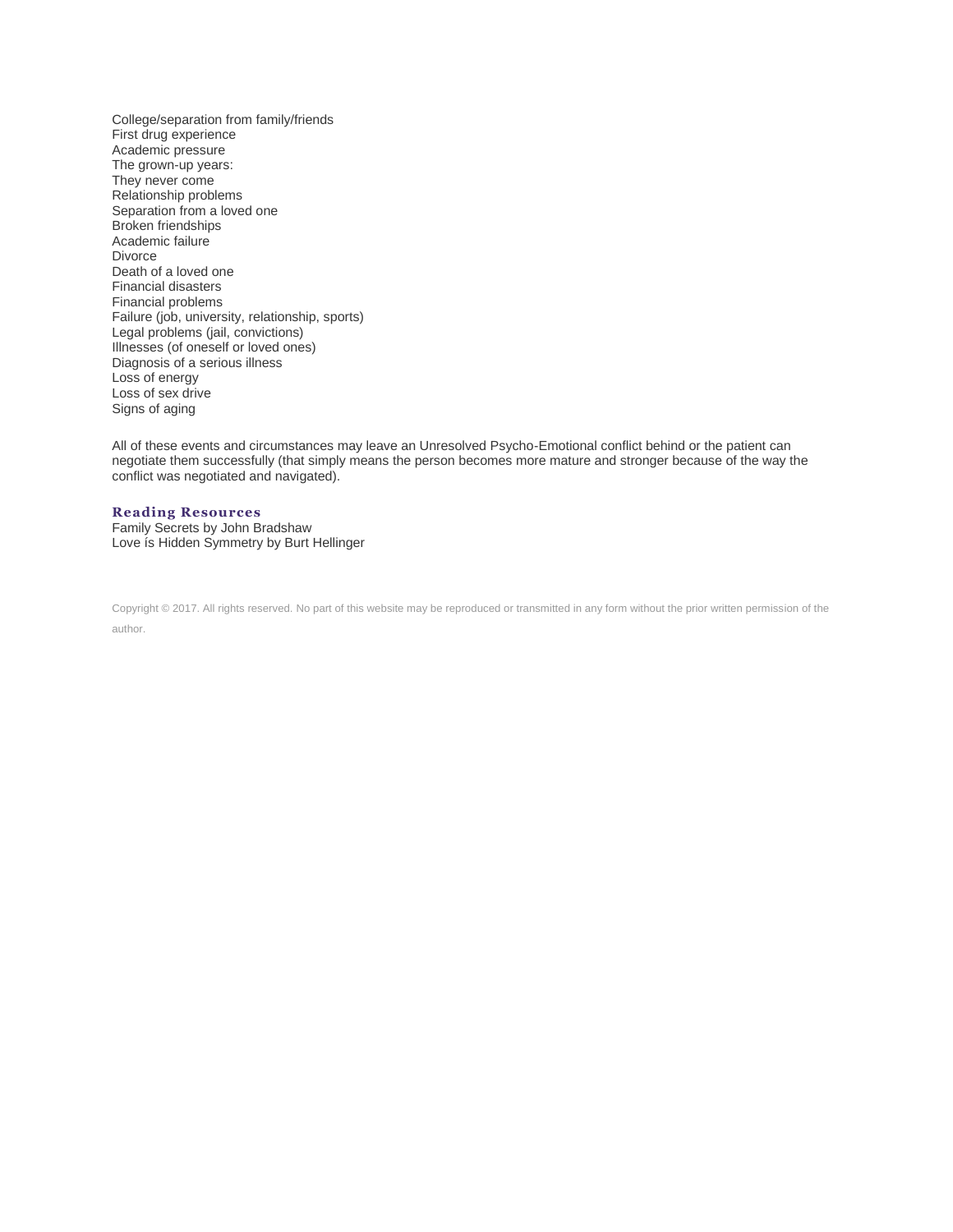College/separation from family/friends
First drug experience
Academic pressure
The grown-up years:
They never come
Relationship problems
Separation from a loved one
Broken friendships
Academic failure
Divorce
Death of a loved one
Financial disasters
Financial problems
Failure (job, university, relationship, sports)
Legal problems (jail, convictions)
Illnesses (of oneself or loved ones)
Diagnosis of a serious illness
Loss of energy
Loss of sex drive
Signs of aging

All of these events and circumstances may leave an Unresolved Psycho-Emotional conflict behind or the patient can negotiate them successfully (that simply means the person becomes more mature and stronger because of the way the conflict was negotiated and navigated).

### Reading Resources

Family Secrets by John Bradshaw
Love ís Hidden Symmetry by Burt Hellinger

Copyright © 2017. All rights reserved. No part of this website may be reproduced or transmitted in any form without the prior written permission of the author.